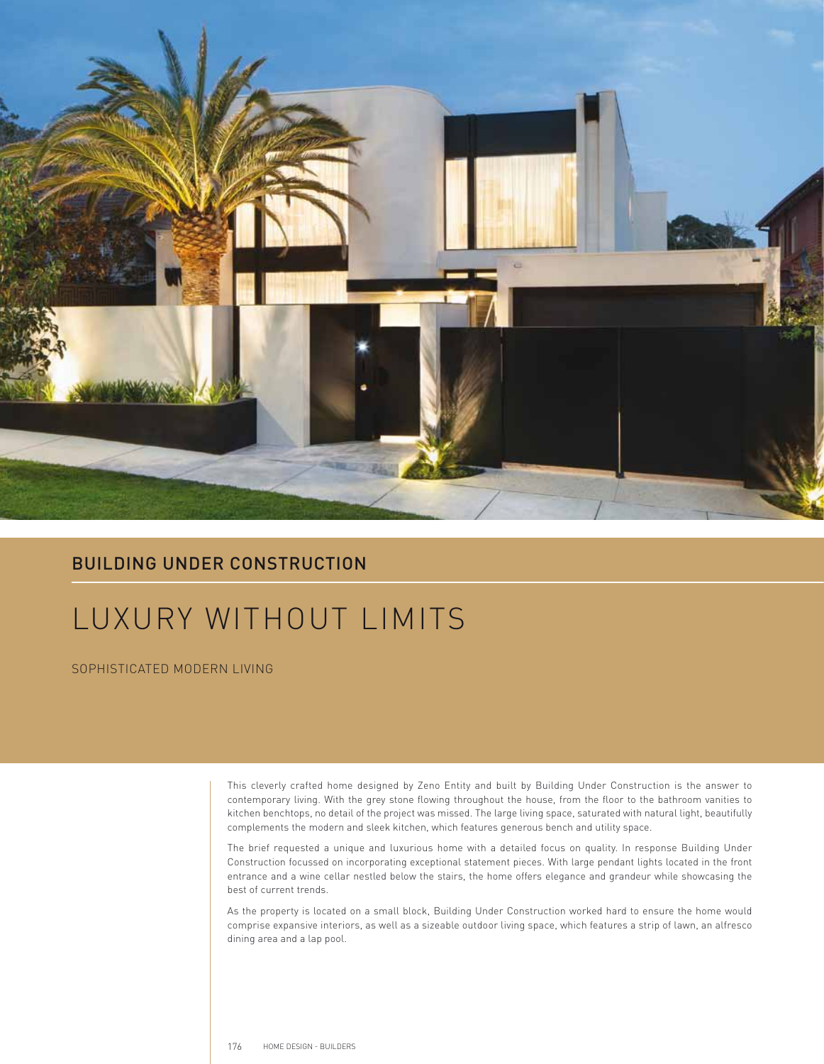## BUILDING UNDER CONSTRUCTION

# LUXURY WITHOUT LIMITS

SOPHISTICATED MODERN LIVING

This cleverly crafted home designed by Zeno Entity and built by Building Under Construction is the answer to contemporary living. With the grey stone flowing throughout the house, from the floor to the bathroom vanities to kitchen benchtops, no detail of the project was missed. The large living space, saturated with natural light, beautifully complements the modern and sleek kitchen, which features generous bench and utility space.

The brief requested a unique and luxurious home with a detailed focus on quality. In response Building Under Construction focussed on incorporating exceptional statement pieces. With large pendant lights located in the front entrance and a wine cellar nestled below the stairs, the home offers elegance and grandeur while showcasing the best of current trends.

As the property is located on a small block, Building Under Construction worked hard to ensure the home would comprise expansive interiors, as well as a sizeable outdoor living space, which features a strip of lawn, an alfresco dining area and a lap pool.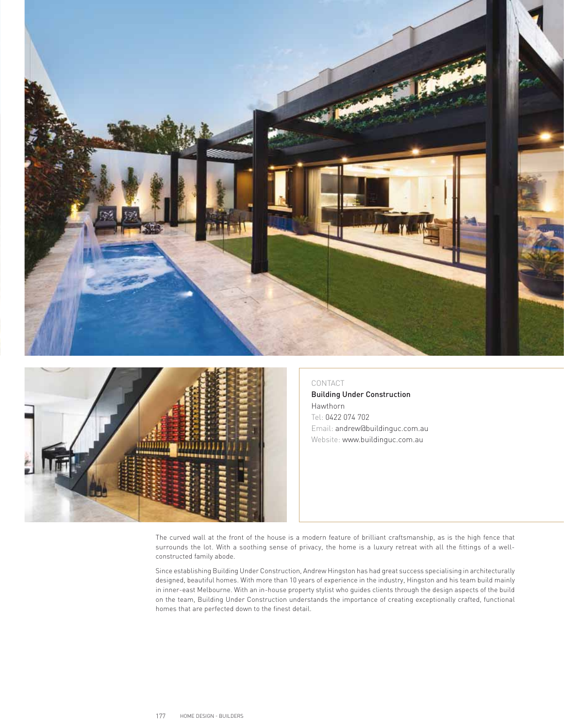CONTACT

**Building Under Construction**
Hawthorn
Tel: 0422 074 702
Email: andrew@buildinguc.com.au
Website: www.buildinguc.com.au

The curved wall at the front of the house is a modern feature of brilliant craftsmanship, as is the high fence that surrounds the lot. With a soothing sense of privacy, the home is a luxury retreat with all the fittings of a well-constructed family abode.

Since establishing Building Under Construction, Andrew Hingston has had great success specialising in architecturally designed, beautiful homes. With more than 10 years of experience in the industry, Hingston and his team build mainly in inner-east Melbourne. With an in-house property stylist who guides clients through the design aspects of the build on the team, Building Under Construction understands the importance of creating exceptionally crafted, functional homes that are perfected down to the finest detail.